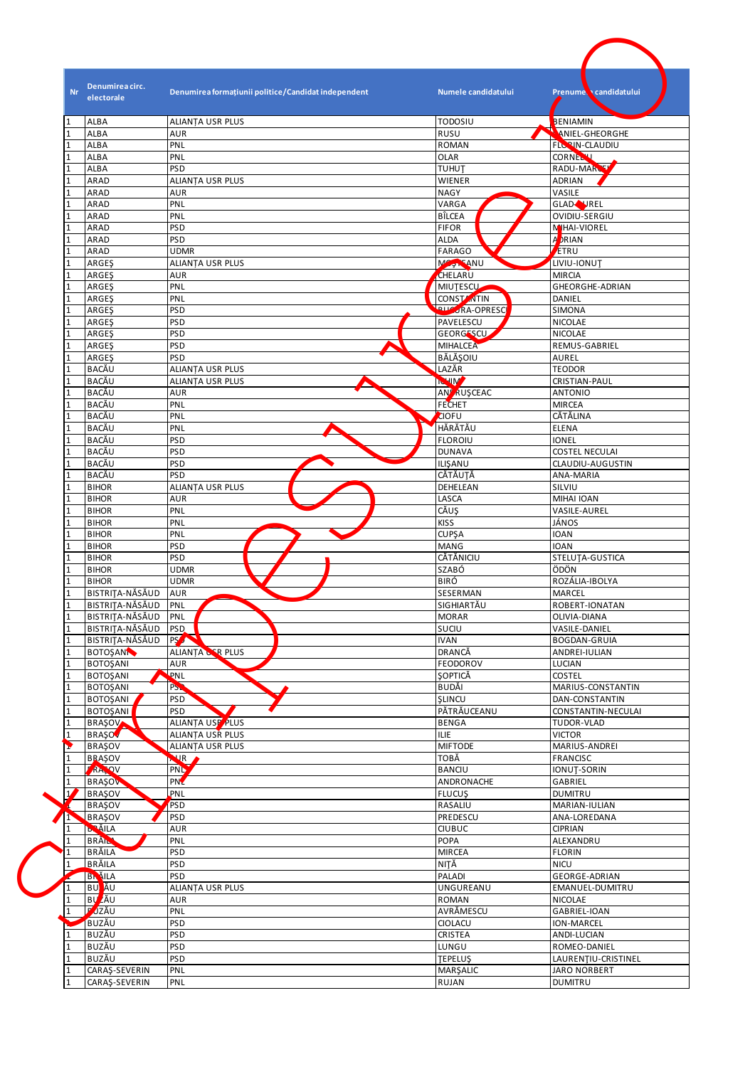| Nr | Denumirea circ. electorale | Denumirea formațiunii politice/Candidat independent | Numele candidatului | Prenumele candidatului |
|---|---|---|---|---|
| 1 | ALBA | ALIANȚA USR PLUS | TODOSIU | BENIAMIN |
| 1 | ALBA | AUR | RUSU | DANIEL-GHEORGHE |
| 1 | ALBA | PNL | ROMAN | FLORIN-CLAUDIU |
| 1 | ALBA | PNL | OLAR | CORNELIU |
| 1 | ALBA | PSD | TUHUȚ | RADU-MARCEL |
| 1 | ARAD | ALIANȚA USR PLUS | WIENER | ADRIAN |
| 1 | ARAD | AUR | NAGY | VASILE |
| 1 | ARAD | PNL | VARGA | GLAD-AUREL |
| 1 | ARAD | PNL | BÎLCEA | OVIDIU-SERGIU |
| 1 | ARAD | PSD | FIFOR | MIHAI-VIOREL |
| 1 | ARAD | PSD | ALDA | ADRIAN |
| 1 | ARAD | UDMR | FARAGO | PETRU |
| 1 | ARGEȘ | ALIANȚA USR PLUS | MOȘTEANU | LIVIU-IONUȚ |
| 1 | ARGEȘ | AUR | CHELARU | MIRCIA |
| 1 | ARGEȘ | PNL | MIUȚESCU | GHEORGHE-ADRIAN |
| 1 | ARGEȘ | PNL | CONSTANTIN | DANIEL |
| 1 | ARGEȘ | PSD | BUCURA-OPRESCU | SIMONA |
| 1 | ARGEȘ | PSD | PAVELESCU | NICOLAE |
| 1 | ARGEȘ | PSD | GEORGESCU | NICOLAE |
| 1 | ARGEȘ | PSD | MIHALCEA | REMUS-GABRIEL |
| 1 | ARGEȘ | PSD | BĂLĂȘOIU | AUREL |
| 1 | BACĂU | ALIANȚA USR PLUS | LAZĂR | TEODOR |
| 1 | BACĂU | ALIANȚA USR PLUS | ICHIM | CRISTIAN-PAUL |
| 1 | BACĂU | AUR | ANDRUȘCEAC | ANTONIO |
| 1 | BACĂU | PNL | FECHET | MIRCEA |
| 1 | BACĂU | PNL | CIOFU | CĂTĂLINA |
| 1 | BACĂU | PNL | HĂRĂTĂU | ELENA |
| 1 | BACĂU | PSD | FLOROIU | IONEL |
| 1 | BACĂU | PSD | DUNAVA | COSTEL NECULAI |
| 1 | BACĂU | PSD | ILIȘANU | CLAUDIU-AUGUSTIN |
| 1 | BACĂU | PSD | CĂTĂUȚĂ | ANA-MARIA |
| 1 | BIHOR | ALIANȚA USR PLUS | DEHELEAN | SILVIU |
| 1 | BIHOR | AUR | LASCA | MIHAI IOAN |
| 1 | BIHOR | PNL | CĂUȘ | VASILE-AUREL |
| 1 | BIHOR | PNL | KISS | JÁNOS |
| 1 | BIHOR | PNL | CUPȘA | IOAN |
| 1 | BIHOR | PSD | MANG | IOAN |
| 1 | BIHOR | PSD | CĂTĂNICIU | STELUȚA-GUSTICA |
| 1 | BIHOR | UDMR | SZABÓ | ÖDÖN |
| 1 | BIHOR | UDMR | BIRÓ | ROZÁLIA-IBOLYA |
| 1 | BISTRIȚA-NĂSĂUD | AUR | SESERMAN | MARCEL |
| 1 | BISTRIȚA-NĂSĂUD | PNL | SIGHIARTĂU | ROBERT-IONATAN |
| 1 | BISTRIȚA-NĂSĂUD | PNL | MORAR | OLIVIA-DIANA |
| 1 | BISTRIȚA-NĂSĂUD | PSD | SUCIU | VASILE-DANIEL |
| 1 | BISTRIȚA-NĂSĂUD | PSD | IVAN | BOGDAN-GRUIA |
| 1 | BOTOȘANI | ALIANȚA USR PLUS | DRANCĂ | ANDREI-IULIAN |
| 1 | BOTOȘANI | AUR | FEODOROV | LUCIAN |
| 1 | BOTOȘANI | PNL | ȘOPTICĂ | COSTEL |
| 1 | BOTOȘANI | PSD | BUDĂI | MARIUS-CONSTANTIN |
| 1 | BOTOȘANI | PSD | ȘLINCU | DAN-CONSTANTIN |
| 1 | BOTOȘANI | PSD | PĂTRĂUCEANU | CONSTANTIN-NECULAI |
| 1 | BRAȘOV | ALIANȚA USR PLUS | BENGA | TUDOR-VLAD |
| 1 | BRAȘOV | ALIANȚA USR PLUS | ILIE | VICTOR |
| 1 | BRAȘOV | ALIANȚA USR PLUS | MIFTODE | MARIUS-ANDREI |
| 1 | BRAȘOV | AUR | TOBĂ | FRANCISC |
| 1 | BRAȘOV | PNL | BANCIU | IONUȚ-SORIN |
| 1 | BRAȘOV | PNL | ANDRONACHE | GABRIEL |
| 1 | BRAȘOV | PNL | FLUCUȘ | DUMITRU |
| 1 | BRAȘOV | PSD | RASALIU | MARIAN-IULIAN |
| 1 | BRAȘOV | PSD | PREDESCU | ANA-LOREDANA |
| 1 | BRĂILA | AUR | CIUBUC | CIPRIAN |
| 1 | BRĂILA | PNL | POPA | ALEXANDRU |
| 1 | BRĂILA | PSD | MIRCEA | FLORIN |
| 1 | BRĂILA | PSD | NIȚĂ | NICU |
| 1 | BRĂILA | PSD | PALADI | GEORGE-ADRIAN |
| 1 | BUZĂU | ALIANȚA USR PLUS | UNGUREANU | EMANUEL-DUMITRU |
| 1 | BUZĂU | AUR | ROMAN | NICOLAE |
| 1 | BUZĂU | PNL | AVRĂMESCU | GABRIEL-IOAN |
| 1 | BUZĂU | PSD | CIOLACU | ION-MARCEL |
| 1 | BUZĂU | PSD | CRISTEA | ANDI-LUCIAN |
| 1 | BUZĂU | PSD | LUNGU | ROMEO-DANIEL |
| 1 | BUZĂU | PSD | ȚEPELUȘ | LAURENȚIU-CRISTINEL |
| 1 | CARAȘ-SEVERIN | PNL | MARȘALIC | JARO NORBERT |
| 1 | CARAȘ-SEVERIN | PNL | RUJAN | DUMITRU |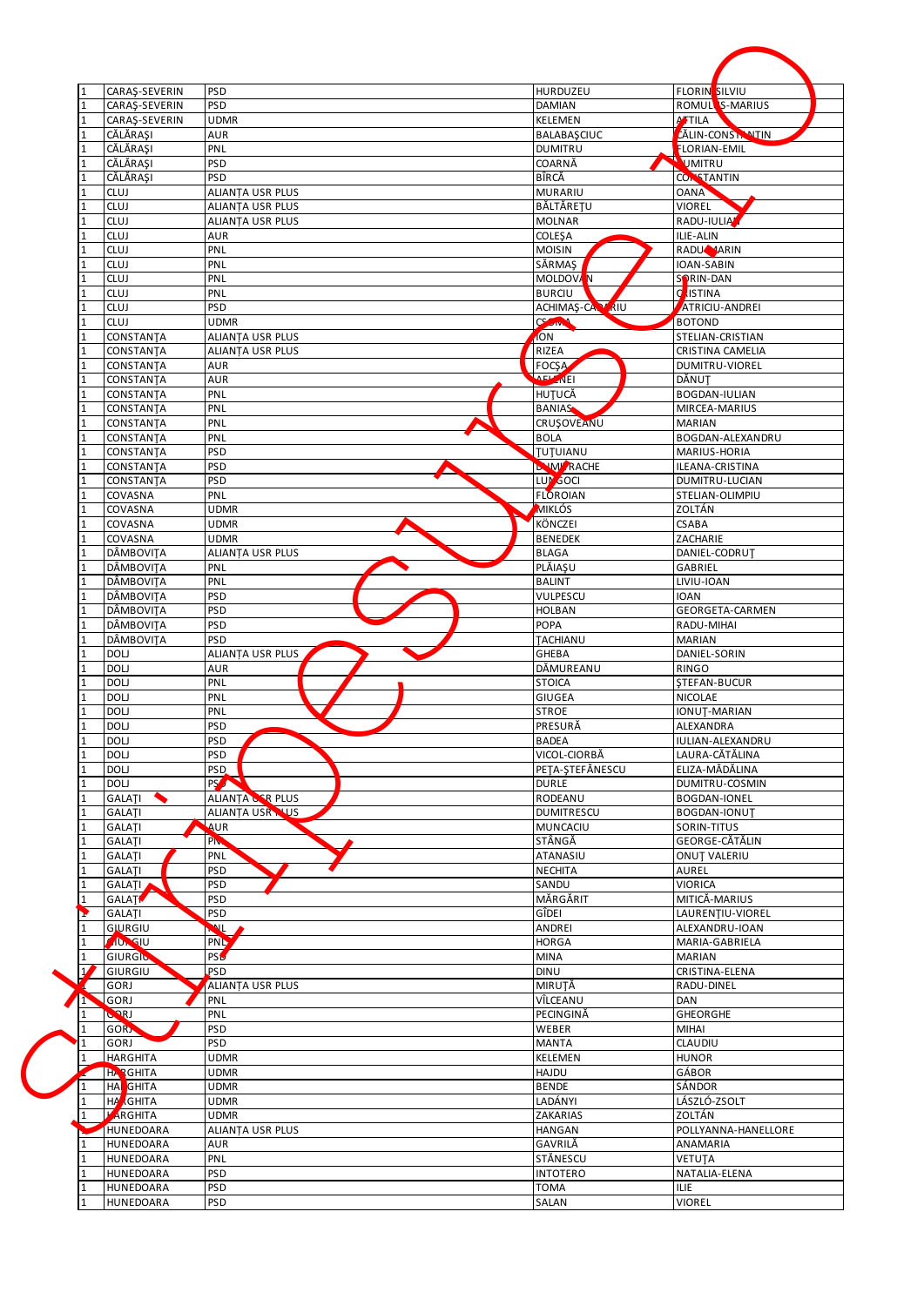| | | | | |
|---|---|---|---|---|
| 1 | CARAȘ-SEVERIN | PSD | HURDUZEU | FLORIN SILVIU |
| 1 | CARAȘ-SEVERIN | PSD | DAMIAN | ROMULUS-MARIUS |
| 1 | CARAȘ-SEVERIN | UDMR | KELEMEN | ATTILA |
| 1 | CĂLĂRAȘI | AUR | BALABAȘCIUC | CĂLIN-CONSTANTIN |
| 1 | CĂLĂRAȘI | PNL | DUMITRU | FLORIAN-EMIL |
| 1 | CĂLĂRAȘI | PSD | COARNĂ | DUMITRU |
| 1 | CĂLĂRAȘI | PSD | BÎRCĂ | CONSTANTIN |
| 1 | CLUJ | ALIANȚA USR PLUS | MURARIU | OANA |
| 1 | CLUJ | ALIANȚA USR PLUS | BĂLTĂREȚU | VIOREL |
| 1 | CLUJ | ALIANȚA USR PLUS | MOLNAR | RADU-IULIAN |
| 1 | CLUJ | AUR | COLEȘA | ILIE-ALIN |
| 1 | CLUJ | PNL | MOISIN | RADU-MARIN |
| 1 | CLUJ | PNL | SĂRMAȘ | IOAN-SABIN |
| 1 | CLUJ | PNL | MOLDOVAN | SORIN-DAN |
| 1 | CLUJ | PNL | BURCIU | CRISTINA |
| 1 | CLUJ | PSD | ACHIMAȘ-CADARIU | PATRICIU-ANDREI |
| 1 | CLUJ | UDMR | CSOMA | BOTOND |
| 1 | CONSTANȚA | ALIANȚA USR PLUS | ION | STELIAN-CRISTIAN |
| 1 | CONSTANȚA | ALIANȚA USR PLUS | RIZEA | CRISTINA CAMELIA |
| 1 | CONSTANȚA | AUR | FOCȘA | DUMITRU-VIOREL |
| 1 | CONSTANȚA | AUR | AELENEI | DĂNUȚ |
| 1 | CONSTANȚA | PNL | HUȚUCĂ | BOGDAN-IULIAN |
| 1 | CONSTANȚA | PNL | BANIAS | MIRCEA-MARIUS |
| 1 | CONSTANȚA | PNL | CRUȘOVEANU | MARIAN |
| 1 | CONSTANȚA | PNL | BOLA | BOGDAN-ALEXANDRU |
| 1 | CONSTANȚA | PSD | ȚUȚUIANU | MARIUS-HORIA |
| 1 | CONSTANȚA | PSD | DUMITRACHE | ILEANA-CRISTINA |
| 1 | CONSTANȚA | PSD | LUNGOCI | DUMITRU-LUCIAN |
| 1 | COVASNA | PNL | FLOROIAN | STELIAN-OLIMPIU |
| 1 | COVASNA | UDMR | MIKLÓS | ZOLTÁN |
| 1 | COVASNA | UDMR | KÖNCZEI | CSABA |
| 1 | COVASNA | UDMR | BENEDEK | ZACHARIE |
| 1 | DÂMBOVIȚA | ALIANȚA USR PLUS | BLAGA | DANIEL-CODRUȚ |
| 1 | DÂMBOVIȚA | PNL | PLĂIAȘU | GABRIEL |
| 1 | DÂMBOVIȚA | PNL | BALINT | LIVIU-IOAN |
| 1 | DÂMBOVIȚA | PSD | VULPESCU | IOAN |
| 1 | DÂMBOVIȚA | PSD | HOLBAN | GEORGETA-CARMEN |
| 1 | DÂMBOVIȚA | PSD | POPA | RADU-MIHAI |
| 1 | DÂMBOVIȚA | PSD | ȚACHIANU | MARIAN |
| 1 | DOLJ | ALIANȚA USR PLUS | GHEBA | DANIEL-SORIN |
| 1 | DOLJ | AUR | DĂMUREANU | RINGO |
| 1 | DOLJ | PNL | STOICA | ȘTEFAN-BUCUR |
| 1 | DOLJ | PNL | GIUGEA | NICOLAE |
| 1 | DOLJ | PNL | STROE | IONUȚ-MARIAN |
| 1 | DOLJ | PSD | PRESURĂ | ALEXANDRA |
| 1 | DOLJ | PSD | BADEA | IULIAN-ALEXANDRU |
| 1 | DOLJ | PSD | VICOL-CIORBĂ | LAURA-CĂTĂLINA |
| 1 | DOLJ | PSD | PEȚA-ȘTEFĂNESCU | ELIZA-MĂDĂLINA |
| 1 | DOLJ | PSD | DURLE | DUMITRU-COSMIN |
| 1 | GALAȚI | ALIANȚA USR PLUS | RODEANU | BOGDAN-IONEL |
| 1 | GALAȚI | ALIANȚA USR PLUS | DUMITRESCU | BOGDAN-IONUȚ |
| 1 | GALAȚI | AUR | MUNCACIU | SORIN-TITUS |
| 1 | GALAȚI | PNL | STÂNGĂ | GEORGE-CĂTĂLIN |
| 1 | GALAȚI | PNL | ATANASIU | ONUȚ VALERIU |
| 1 | GALAȚI | PSD | NECHITA | AUREL |
| 1 | GALAȚI | PSD | SANDU | VIORICA |
| 1 | GALAȚI | PSD | MĂRGĂRIT | MITICĂ-MARIUS |
| 1 | GALAȚI | PSD | GÎDEI | LAURENȚIU-VIOREL |
| 1 | GIURGIU | PNL | ANDREI | ALEXANDRU-IOAN |
| 1 | GIURGIU | PNL | HORGA | MARIA-GABRIELA |
| 1 | GIURGIU | PSD | MINA | MARIAN |
| 1 | GIURGIU | PSD | DINU | CRISTINA-ELENA |
| 1 | GORJ | ALIANȚA USR PLUS | MIRUȚĂ | RADU-DINEL |
| 1 | GORJ | PNL | VÎLCEANU | DAN |
| 1 | GORJ | PNL | PECINGINĂ | GHEORGHE |
| 1 | GORJ | PSD | WEBER | MIHAI |
| 1 | GORJ | PSD | MANTA | CLAUDIU |
| 1 | HARGHITA | UDMR | KELEMEN | HUNOR |
| 1 | HARGHITA | UDMR | HAJDU | GÁBOR |
| 1 | HARGHITA | UDMR | BENDE | SÁNDOR |
| 1 | HARGHITA | UDMR | LADÁNYI | LÁSZLÓ-ZSOLT |
| 1 | HARGHITA | UDMR | ZAKARIAS | ZOLTÁN |
| 1 | HUNEDOARA | ALIANȚA USR PLUS | HANGAN | POLLYANNA-HANELLORE |
| 1 | HUNEDOARA | AUR | GAVRILĂ | ANAMARIA |
| 1 | HUNEDOARA | PNL | STĂNESCU | VETUȚA |
| 1 | HUNEDOARA | PSD | INTOTERO | NATALIA-ELENA |
| 1 | HUNEDOARA | PSD | TOMA | ILIE |
| 1 | HUNEDOARA | PSD | SALAN | VIOREL |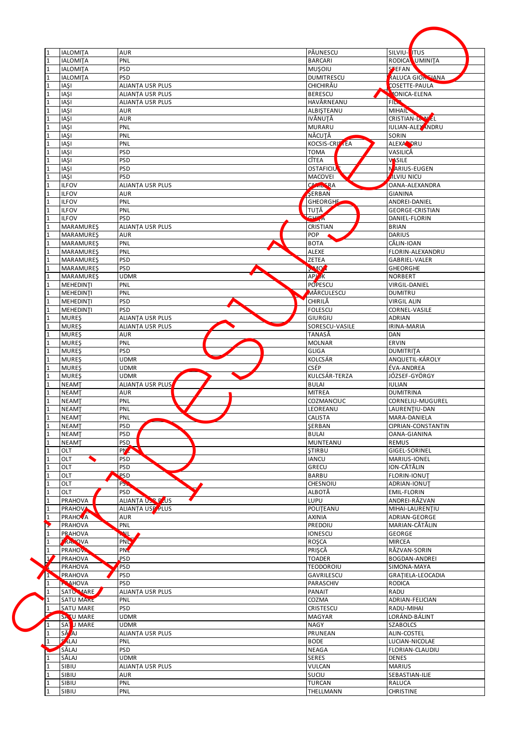| | | | | |
|---|---|---|---|---|
| 1 | IALOMIȚA | AUR | PĂUNESCU | SILVIU-TITUS |
| 1 | IALOMIȚA | PNL | BARCARI | RODICA LUMINIȚA |
| 1 | IALOMIȚA | PSD | MUȘOIU | ȘTEFAN |
| 1 | IALOMIȚA | PSD | DUMITRESCU | RALUCA GIORGIANA |
| 1 | IAȘI | ALIANȚA USR PLUS | CHICHIRĂU | COSETTE-PAULA |
| 1 | IAȘI | ALIANȚA USR PLUS | BERESCU | MONICA-ELENA |
| 1 | IAȘI | ALIANȚA USR PLUS | HAVÂRNEANU | FILIP |
| 1 | IAȘI | AUR | ALBIȘTEANU | MIHAIL |
| 1 | IAȘI | AUR | IVĂNUȚĂ | CRISTIAN-DANIEL |
| 1 | IAȘI | PNL | MURARU | IULIAN-ALEXANDRU |
| 1 | IAȘI | PNL | NĂCUȚĂ | SORIN |
| 1 | IAȘI | PNL | KOCSIS-CRISTEA | ALEXANDRU |
| 1 | IAȘI | PSD | TOMA | VASILICĂ |
| 1 | IAȘI | PSD | CÎTEA | VASILE |
| 1 | IAȘI | PSD | OSTAFICIUC | MARIUS-EUGEN |
| 1 | IAȘI | PSD | MACOVEI | SILVIU NICU |
| 1 | ILFOV | ALIANȚA USR PLUS | CANDERA | OANA-ALEXANDRA |
| 1 | ILFOV | AUR | ȘERBAN | GIANINA |
| 1 | ILFOV | PNL | GHEORGHE | ANDREI-DANIEL |
| 1 | ILFOV | PNL | TUȚĂ | GEORGE-CRISTIAN |
| 1 | ILFOV | PSD | GHITA | DANIEL-FLORIN |
| 1 | MARAMUREȘ | ALIANȚA USR PLUS | CRISTIAN | BRIAN |
| 1 | MARAMUREȘ | AUR | POP | DARIUS |
| 1 | MARAMUREȘ | PNL | BOTA | CĂLIN-IOAN |
| 1 | MARAMUREȘ | PNL | ALEXE | FLORIN-ALEXANDRU |
| 1 | MARAMUREȘ | PSD | ZETEA | GABRIEL-VALER |
| 1 | MARAMUREȘ | PSD | ȘIMON | GHEORGHE |
| 1 | MARAMUREȘ | UDMR | APJOK | NORBERT |
| 1 | MEHEDINȚI | PNL | POPESCU | VIRGIL-DANIEL |
| 1 | MEHEDINȚI | PNL | MĂRCULESCU | DUMITRU |
| 1 | MEHEDINȚI | PSD | CHIRILĂ | VIRGIL ALIN |
| 1 | MEHEDINȚI | PSD | FOLESCU | CORNEL-VASILE |
| 1 | MUREȘ | ALIANȚA USR PLUS | GIURGIU | ADRIAN |
| 1 | MUREȘ | ALIANȚA USR PLUS | SORESCU-VASILE | IRINA-MARIA |
| 1 | MUREȘ | AUR | TANASĂ | DAN |
| 1 | MUREȘ | PNL | MOLNAR | ERVIN |
| 1 | MUREȘ | PSD | GLIGA | DUMITRIȚA |
| 1 | MUREȘ | UDMR | KOLCSÁR | ANQUETIL-KÁROLY |
| 1 | MUREȘ | UDMR | CSÉP | ÉVA-ANDREA |
| 1 | MUREȘ | UDMR | KULCSÁR-TERZA | JÓZSEF-GYÖRGY |
| 1 | NEAMȚ | ALIANȚA USR PLUS | BULAI | IULIAN |
| 1 | NEAMȚ | AUR | MITREA | DUMITRINA |
| 1 | NEAMȚ | PNL | COZMANCIUC | CORNELIU-MUGUREL |
| 1 | NEAMȚ | PNL | LEOREANU | LAURENȚIU-DAN |
| 1 | NEAMȚ | PNL | CALISTA | MARA-DANIELA |
| 1 | NEAMȚ | PSD | ȘERBAN | CIPRIAN-CONSTANTIN |
| 1 | NEAMȚ | PSD | BULAI | OANA-GIANINA |
| 1 | NEAMȚ | PSD | MUNTEANU | REMUS |
| 1 | OLT | PNL | ȘTIRBU | GIGEL-SORINEL |
| 1 | OLT | PSD | IANCU | MARIUS-IONEL |
| 1 | OLT | PSD | GRECU | ION-CĂTĂLIN |
| 1 | OLT | PSD | BARBU | FLORIN-IONUȚ |
| 1 | OLT | PSD | CHESNOIU | ADRIAN-IONUȚ |
| 1 | OLT | PSD | ALBOTĂ | EMIL-FLORIN |
| 1 | PRAHOVA | ALIANȚA USR PLUS | LUPU | ANDREI-RĂZVAN |
| 1 | PRAHOVA | ALIANȚA USR PLUS | POLIȚEANU | MIHAI-LAURENȚIU |
| 1 | PRAHOVA | AUR | AXINIA | ADRIAN-GEORGE |
| 1 | PRAHOVA | PNL | PREDOIU | MARIAN-CĂTĂLIN |
| 1 | PRAHOVA | PNL | IONESCU | GEORGE |
| 1 | PRAHOVA | PNL | ROȘCA | MIRCEA |
| 1 | PRAHOVA | PNL | PRIȘCĂ | RĂZVAN-SORIN |
| 1 | PRAHOVA | PSD | TOADER | BOGDAN-ANDREI |
| 1 | PRAHOVA | PSD | TEODOROIU | SIMONA-MAYA |
| 1 | PRAHOVA | PSD | GAVRILESCU | GRAȚIELA-LEOCADIA |
| 1 | PRAHOVA | PSD | PARASCHIV | RODICA |
| 1 | SATU MARE | ALIANȚA USR PLUS | PANAIT | RADU |
| 1 | SATU MARE | PNL | COZMA | ADRIAN-FELICIAN |
| 1 | SATU MARE | PSD | CRISTESCU | RADU-MIHAI |
| 1 | SATU MARE | UDMR | MAGYAR | LORÁND-BÁLINT |
| 1 | SATU MARE | UDMR | NAGY | SZABOLCS |
| 1 | SĂLAJ | ALIANȚA USR PLUS | PRUNEAN | ALIN-COSTEL |
| 1 | SĂLAJ | PNL | BODE | LUCIAN-NICOLAE |
| 1 | SĂLAJ | PSD | NEAGA | FLORIAN-CLAUDIU |
| 1 | SĂLAJ | UDMR | SERES | DENES |
| 1 | SIBIU | ALIANȚA USR PLUS | VULCAN | MARIUS |
| 1 | SIBIU | AUR | SUCIU | SEBASTIAN-ILIE |
| 1 | SIBIU | PNL | TURCAN | RALUCA |
| 1 | SIBIU | PNL | THELLMANN | CHRISTINE |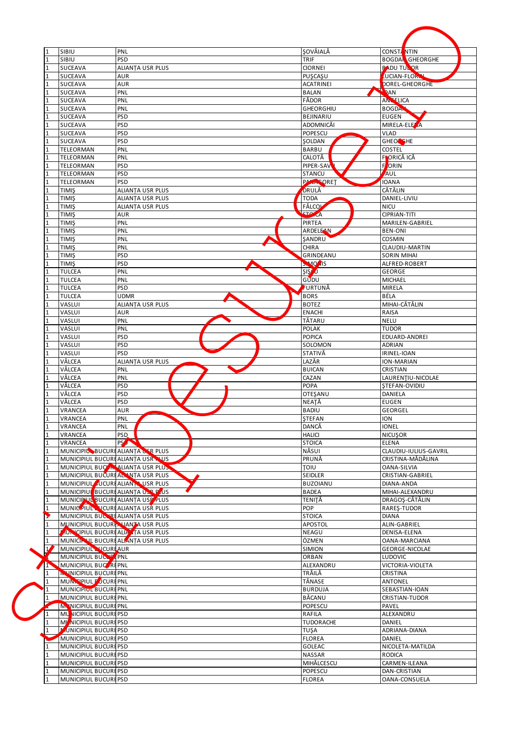| | | | | |
|---|---|---|---|---|
| 1 | SIBIU | PNL | ȘOVĂIALĂ | CONSTANTIN |
| 1 | SIBIU | PSD | TRIF | BOGDAN GHEORGHE |
| 1 | SUCEAVA | ALIANȚA USR PLUS | CIORNEI | RADU TUDOR |
| 1 | SUCEAVA | AUR | PUȘCAȘU | LUCIAN-FLORIN |
| 1 | SUCEAVA | AUR | ACATRINEI | DOREL-GHEORGHE |
| 1 | SUCEAVA | PNL | BALAN | DAN |
| 1 | SUCEAVA | PNL | FĂDOR | ANGELICA |
| 1 | SUCEAVA | PNL | GHEORGHIU | BOGDAN |
| 1 | SUCEAVA | PSD | BEJINARIU | EUGEN |
| 1 | SUCEAVA | PSD | ADOMNICĂI | MIRELA-ELENA |
| 1 | SUCEAVA | PSD | POPESCU | VLAD |
| 1 | SUCEAVA | PSD | ȘOLDAN | GHEORGHE |
| 1 | TELEORMAN | PNL | BARBU | COSTEL |
| 1 | TELEORMAN | PNL | CALOTĂ | FLORICĂ ICĂ |
| 1 | TELEORMAN | PSD | PIPER-SAVU | FLORIN |
| 1 | TELEORMAN | PSD | STANCU | PAUL |
| 1 | TELEORMAN | PSD | PANAGOREȚ | IOANA |
| 1 | TIMIȘ | ALIANȚA USR PLUS | DRULĂ | CĂTĂLIN |
| 1 | TIMIȘ | ALIANȚA USR PLUS | TODA | DANIEL-LIVIU |
| 1 | TIMIȘ | ALIANȚA USR PLUS | FĂLCOI | NICU |
| 1 | TIMIȘ | AUR | STOICA | CIPRIAN-TITI |
| 1 | TIMIȘ | PNL | PIRTEA | MARILEN-GABRIEL |
| 1 | TIMIȘ | PNL | ARDELEAN | BEN-ONI |
| 1 | TIMIȘ | PNL | ȘANDRU | COSMIN |
| 1 | TIMIȘ | PNL | CHIRA | CLAUDIU-MARTIN |
| 1 | TIMIȘ | PSD | GRINDEANU | SORIN MIHAI |
| 1 | TIMIȘ | PSD | SIMONIS | ALFRED-ROBERT |
| 1 | TULCEA | PNL | ȘIȘCU | GEORGE |
| 1 | TULCEA | PNL | GUDU | MICHAEL |
| 1 | TULCEA | PSD | FURTUNĂ | MIRELA |
| 1 | TULCEA | UDMR | BORS | BÉLA |
| 1 | VASLUI | ALIANȚA USR PLUS | BOTEZ | MIHAI-CĂTĂLIN |
| 1 | VASLUI | AUR | ENACHI | RAISA |
| 1 | VASLUI | PNL | TĂTARU | NELU |
| 1 | VASLUI | PNL | POLAK | TUDOR |
| 1 | VASLUI | PSD | POPICA | EDUARD-ANDREI |
| 1 | VASLUI | PSD | SOLOMON | ADRIAN |
| 1 | VASLUI | PSD | STATIVĂ | IRINEL-IOAN |
| 1 | VÂLCEA | ALIANȚA USR PLUS | LAZĂR | ION-MARIAN |
| 1 | VÂLCEA | PNL | BUICAN | CRISTIAN |
| 1 | VÂLCEA | PNL | CAZAN | LAURENȚIU-NICOLAE |
| 1 | VÂLCEA | PSD | POPA | ȘTEFAN-OVIDIU |
| 1 | VÂLCEA | PSD | OTEȘANU | DANIELA |
| 1 | VÂLCEA | PSD | NEAȚĂ | EUGEN |
| 1 | VRANCEA | AUR | BADIU | GEORGEL |
| 1 | VRANCEA | PNL | ȘTEFAN | ION |
| 1 | VRANCEA | PNL | DANCĂ | IONEL |
| 1 | VRANCEA | PSD | HALICI | NICUȘOR |
| 1 | VRANCEA | PSD | STOICA | ELENA |
| 1 | MUNICIPIUL BUCURE | ALIANȚA USR PLUS | NĂSUI | CLAUDIU-IULIUS-GAVRIL |
| 1 | MUNICIPIUL BUCURE | ALIANȚA USR PLUS | PRUNĂ | CRISTINA-MĂDĂLINA |
| 1 | MUNICIPIUL BUCURE | ALIANȚA USR PLUS | ȚOIU | OANA-SILVIA |
| 1 | MUNICIPIUL BUCURE | ALIANȚA USR PLUS | SEIDLER | CRISTIAN-GABRIEL |
| 1 | MUNICIPIUL BUCURE | ALIANȚA USR PLUS | BUZOIANU | DIANA-ANDA |
| 1 | MUNICIPIUL BUCURE | ALIANȚA USR PLUS | BADEA | MIHAI-ALEXANDRU |
| 1 | MUNICIPIUL BUCURE | ALIANȚA USR PLUS | TENIȚĂ | DRAGOȘ-CĂTĂLIN |
| 1 | MUNICIPIUL BUCURE | ALIANȚA USR PLUS | POP | RAREȘ-TUDOR |
| 1 | MUNICIPIUL BUCURE | ALIANȚA USR PLUS | STOICA | DIANA |
| 1 | MUNICIPIUL BUCURE | ALIANȚA USR PLUS | APOSTOL | ALIN-GABRIEL |
| 1 | MUNICIPIUL BUCURE | ALIANȚA USR PLUS | NEAGU | DENISA-ELENA |
| 1 | MUNICIPIUL BUCURE | ALIANȚA USR PLUS | ÖZMEN | OANA-MARCIANA |
| 1 | MUNICIPIUL BUCURE | AUR | SIMION | GEORGE-NICOLAE |
| 1 | MUNICIPIUL BUCURE | PNL | ORBAN | LUDOVIC |
| 1 | MUNICIPIUL BUCURE | PNL | ALEXANDRU | VICTORIA-VIOLETA |
| 1 | MUNICIPIUL BUCURE | PNL | TRĂILĂ | CRISTINA |
| 1 | MUNICIPIUL BUCURE | PNL | TĂNASE | ANTONEL |
| 1 | MUNICIPIUL BUCURE | PNL | BURDUJA | SEBASTIAN-IOAN |
| 1 | MUNICIPIUL BUCURE | PNL | BĂCANU | CRISTIAN-TUDOR |
| 1 | MUNICIPIUL BUCURE | PNL | POPESCU | PAVEL |
| 1 | MUNICIPIUL BUCURE | PSD | RAFILA | ALEXANDRU |
| 1 | MUNICIPIUL BUCURE | PSD | TUDORACHE | DANIEL |
| 1 | MUNICIPIUL BUCURE | PSD | TUȘA | ADRIANA-DIANA |
| 1 | MUNICIPIUL BUCURE | PSD | FLOREA | DANIEL |
| 1 | MUNICIPIUL BUCURE | PSD | GOLEAC | NICOLETA-MATILDA |
| 1 | MUNICIPIUL BUCURE | PSD | NASSAR | RODICA |
| 1 | MUNICIPIUL BUCURE | PSD | MIHĂLCESCU | CARMEN-ILEANA |
| 1 | MUNICIPIUL BUCURE | PSD | POPESCU | DAN-CRISTIAN |
| 1 | MUNICIPIUL BUCURE | PSD | FLOREA | OANA-CONSUELA |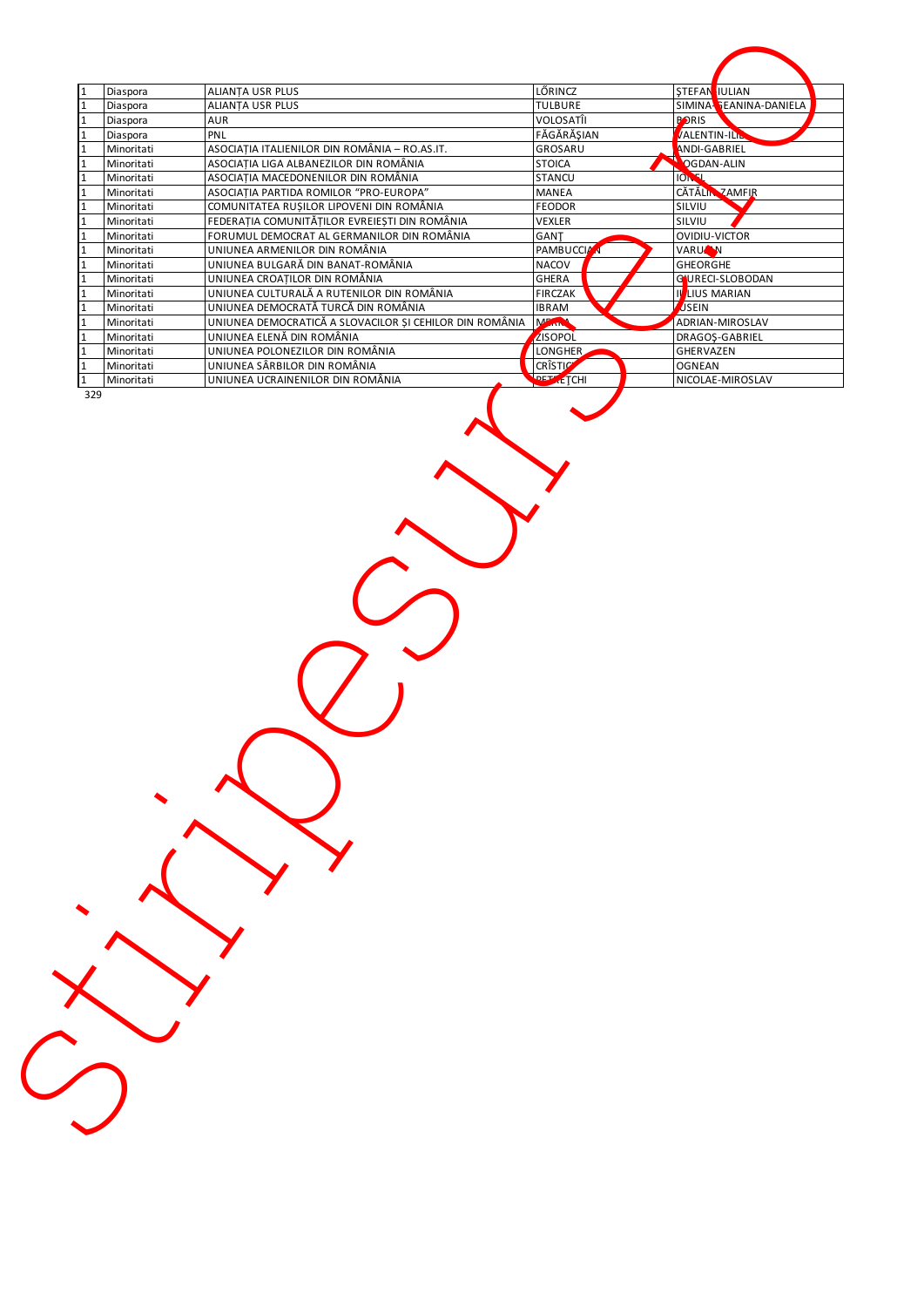| | | | | |
|---|---|---|---|---|
| 1 | Diaspora | ALIANȚA USR PLUS | LŐRINCZ | ȘTEFAN IULIAN |
| 1 | Diaspora | ALIANȚA USR PLUS | TULBURE | SIMINA-GEANINA-DANIELA |
| 1 | Diaspora | AUR | VOLOSATÎI | BORIS |
| 1 | Diaspora | PNL | FĂGĂRĂȘIAN | VALENTIN-ILIE |
| 1 | Minoritati | ASOCIAȚIA ITALIENILOR DIN ROMÂNIA – RO.AS.IT. | GROSARU | ANDI-GABRIEL |
| 1 | Minoritati | ASOCIAȚIA LIGA ALBANEZILOR DIN ROMÂNIA | STOICA | BOGDAN-ALIN |
| 1 | Minoritati | ASOCIAȚIA MACEDONENILOR DIN ROMÂNIA | STANCU | IONEL |
| 1 | Minoritati | ASOCIAȚIA PARTIDA ROMILOR "PRO-EUROPA" | MANEA | CĂTĂLIN ZAMFIR |
| 1 | Minoritati | COMUNITATEA RUȘILOR LIPOVENI DIN ROMÂNIA | FEODOR | SILVIU |
| 1 | Minoritati | FEDERAȚIA COMUNITĂȚILOR EVREIEȘTI DIN ROMÂNIA | VEXLER | SILVIU |
| 1 | Minoritati | FORUMUL DEMOCRAT AL GERMANILOR DIN ROMÂNIA | GANȚ | OVIDIU-VICTOR |
| 1 | Minoritati | UNIUNEA ARMENILOR DIN ROMÂNIA | PAMBUCCIAN | VARUJAN |
| 1 | Minoritati | UNIUNEA BULGARĂ DIN BANAT-ROMÂNIA | NACOV | GHEORGHE |
| 1 | Minoritati | UNIUNEA CROAȚILOR DIN ROMÂNIA | GHERA | GIURECI-SLOBODAN |
| 1 | Minoritati | UNIUNEA CULTURALĂ A RUTENILOR DIN ROMÂNIA | FIRCZAK | IULIUS MARIAN |
| 1 | Minoritati | UNIUNEA DEMOCRATĂ TURCĂ DIN ROMÂNIA | IBRAM | IUSEIN |
| 1 | Minoritati | UNIUNEA DEMOCRATICĂ A SLOVACILOR ȘI CEHILOR DIN ROMÂNIA | MERKA | ADRIAN-MIROSLAV |
| 1 | Minoritati | UNIUNEA ELENĂ DIN ROMÂNIA | ZISOPOL | DRAGOȘ-GABRIEL |
| 1 | Minoritati | UNIUNEA POLONEZILOR DIN ROMÂNIA | LONGHER | GHERVAZEN |
| 1 | Minoritati | UNIUNEA SÂRBILOR DIN ROMÂNIA | CRÎSTICI | OGNEAN |
| 1 | Minoritati | UNIUNEA UCRAINENILOR DIN ROMÂNIA | PETREȚCHI | NICOLAE-MIROSLAV |

329